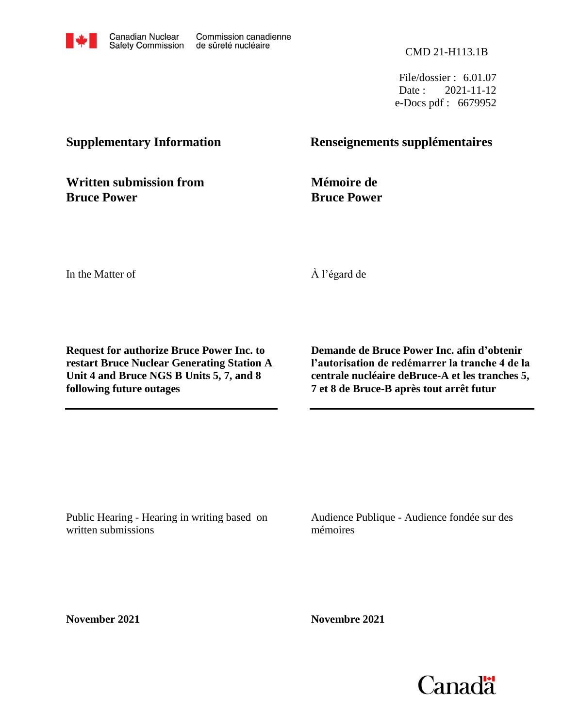Canadian Nuclear Safety Commission / Commission canadienne de sûreté nucléaire

CMD 21-H113.1B

File/dossier : 6.01.07
Date : 2021-11-12
e-Docs pdf : 6679952

**Supplementary Information**

**Renseignements supplémentaires**

**Written submission from Bruce Power**

**Mémoire de Bruce Power**

In the Matter of

À l'égard de

**Request for authorize Bruce Power Inc. to restart Bruce Nuclear Generating Station A Unit 4 and Bruce NGS B Units 5, 7, and 8 following future outages**

**Demande de Bruce Power Inc. afin d'obtenir l'autorisation de redémarrer la tranche 4 de la centrale nucléaire deBruce-A et les tranches 5, 7 et 8 de Bruce-B après tout arrêt futur**

Public Hearing - Hearing in writing based on written submissions

Audience Publique - Audience fondée sur des mémoires

**November 2021**

**Novembre 2021**

Canada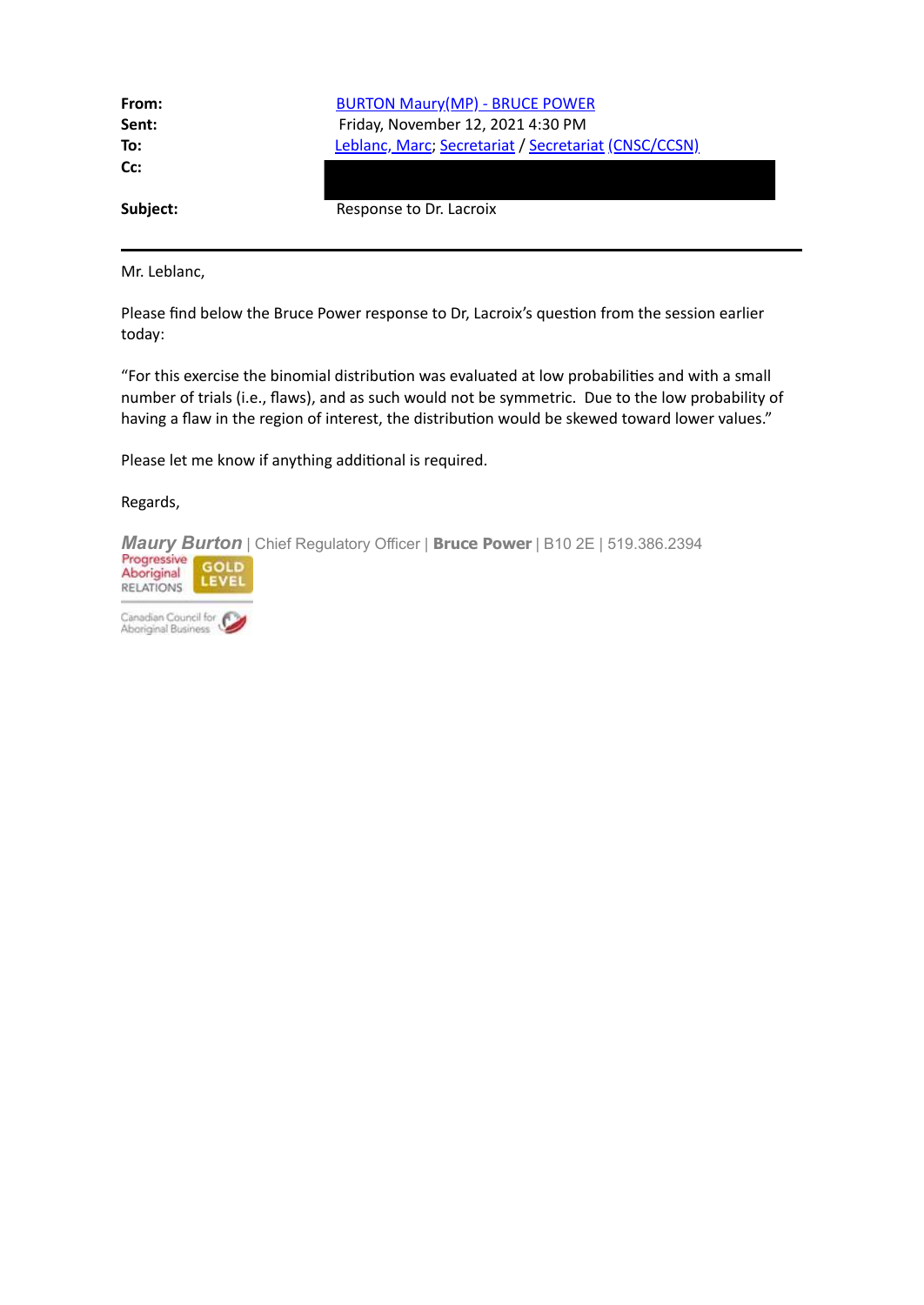| | |
|---|---|
| **From:** | BURTON Maury(MP) - BRUCE POWER |
| **Sent:** | Friday, November 12, 2021 4:30 PM |
| **To:** | Leblanc, Marc; Secretariat / Secretariat (CNSC/CCSN) |
| **Cc:** | |
| **Subject:** | Response to Dr. Lacroix |

Mr. Leblanc,

Please find below the Bruce Power response to Dr, Lacroix's question from the session earlier today:

"For this exercise the binomial distribution was evaluated at low probabilities and with a small number of trials (i.e., flaws), and as such would not be symmetric. Due to the low probability of having a flaw in the region of interest, the distribution would be skewed toward lower values."

Please let me know if anything additional is required.

Regards,

**Maury Burton** | Chief Regulatory Officer | **Bruce Power** | B10 2E | 519.386.2394

Progressive Aboriginal RELATIONS GOLD LEVEL

Canadian Council for Aboriginal Business